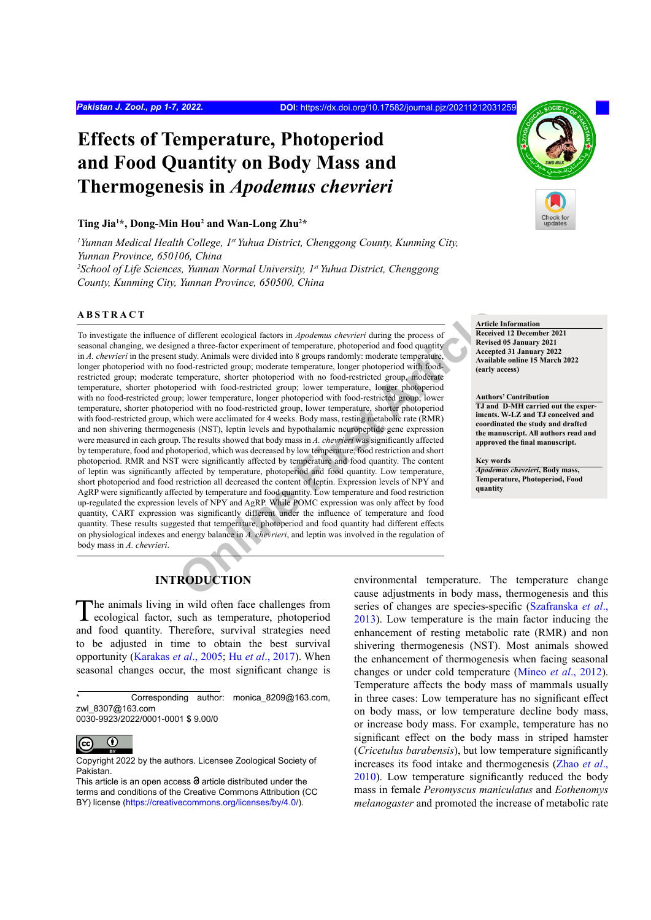# Effects of Temperature, Photoperiod and Food Quantity on Body Mass and Thermogenesis in *Apodemus chevrieri*

**Ting Jia[1]*, Dong-Min Hou[2] and Wan-Long Zhu[2]***

*[1]Yunnan Medical Health College, 1st Yuhua District, Chenggong County, Kunming City, Yunnan Province, 650106, China*
*[2]School of Life Sciences, Yunnan Normal University, 1st Yuhua District, Chenggong County, Kunming City, Yunnan Province, 650500, China*

## ABSTRACT

To investigate the influence of different ecological factors in *Apodemus chevrieri* during the process of seasonal changing, we designed a three-factor experiment of temperature, photoperiod and food quantity in *A. chevrieri* in the present study. Animals were divided into 8 groups randomly: moderate temperature, longer photoperiod with no food-restricted group; moderate temperature, longer photoperiod with food-restricted group; moderate temperature, shorter photoperiod with no food-restricted group, moderate temperature, shorter photoperiod with food-restricted group; lower temperature, longer photoperiod with no food-restricted group; lower temperature, longer photoperiod with food-restricted group; lower temperature, shorter photoperiod with no food-restricted group, lower temperature, shorter photoperiod with food-restricted group, which were acclimated for 4 weeks. Body mass, resting metabolic rate (RMR) and non shivering thermogenesis (NST), leptin levels and hypothalamic neuropeptide gene expression were measured in each group. The results showed that body mass in *A. chevrieri* was significantly affected by temperature, food and photoperiod, which was decreased by low temperature, food restriction and short photoperiod. RMR and NST were significantly affected by temperature and food quantity. The content of leptin was significantly affected by temperature, photoperiod and food quantity. Low temperature, short photoperiod and food restriction all decreased the content of leptin. Expression levels of NPY and AgRP were significantly affected by temperature and food quantity. Low temperature and food restriction up-regulated the expression levels of NPY and AgRP. While POMC expression was only affect by food quantity, CART expression was significantly different under the influence of temperature and food quantity. These results suggested that temperature, photoperiod and food quantity had different effects on physiological indexes and energy balance in *A. chevrieri*, and leptin was involved in the regulation of body mass in *A. chevrieri*.

**Article Information**
Received 12 December 2021
Revised 05 January 2021
Accepted 31 January 2022
Available online 15 March 2022
(early access)

**Authors' Contribution**
TJ and D-MH carried out the experiments. W-LZ and TJ conceived and coordinated the study and drafted the manuscript. All authors read and approved the final manuscript.

**Key words**
*Apodemus chevrieri*, Body mass, Temperature, Photoperiod, Food quantity

## INTRODUCTION

The animals living in wild often face challenges from ecological factor, such as temperature, photoperiod and food quantity. Therefore, survival strategies need to be adjusted in time to obtain the best survival opportunity (Karakas *et al*., 2005; Hu *et al*., 2017). When seasonal changes occur, the most significant change is environmental temperature. The temperature change cause adjustments in body mass, thermogenesis and this series of changes are species-specific (Szafranska *et al*., 2013). Low temperature is the main factor inducing the enhancement of resting metabolic rate (RMR) and non shivering thermogenesis (NST). Most animals showed the enhancement of thermogenesis when facing seasonal changes or under cold temperature (Mineo *et al*., 2012). Temperature affects the body mass of mammals usually in three cases: Low temperature has no significant effect on body mass, or low temperature decline body mass, or increase body mass. For example, temperature has no significant effect on the body mass in striped hamster (*Cricetulus barabensis*), but low temperature significantly increases its food intake and thermogenesis (Zhao *et al*., 2010). Low temperature significantly reduced the body mass in female *Peromyscus maniculatus* and *Eothenomys melanogaster* and promoted the increase of metabolic rate

---

* Corresponding author: monica_8209@163.com, zwl_8307@163.com
0030-9923/2022/0001-0001 $ 9.00/0

Copyright 2022 by the authors. Licensee Zoological Society of Pakistan.
This article is an open access article distributed under the terms and conditions of the Creative Commons Attribution (CC BY) license (https://creativecommons.org/licenses/by/4.0/).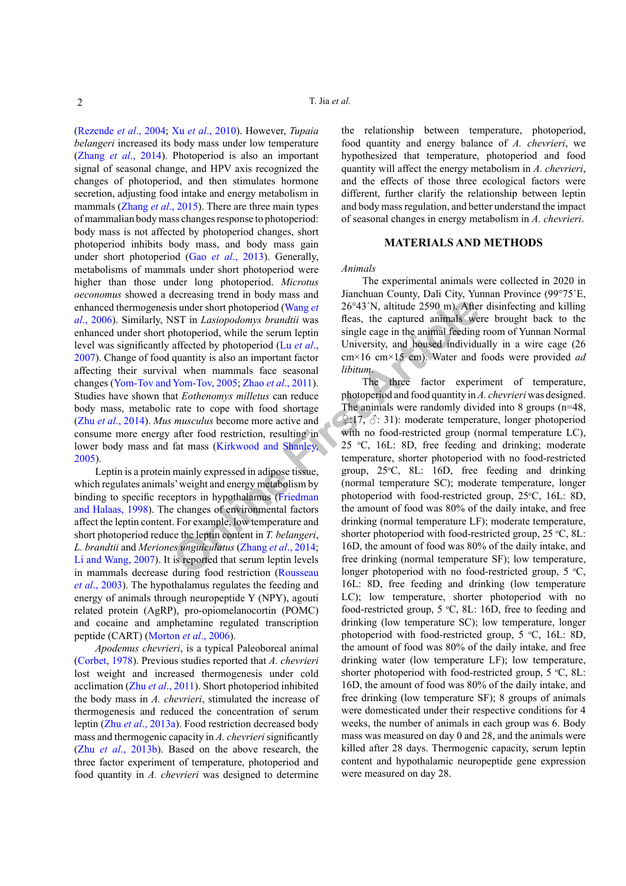(Rezende *et al*., 2004; Xu *et al*., 2010). However, *Tupaia belangeri* increased its body mass under low temperature (Zhang *et al*., 2014). Photoperiod is also an important signal of seasonal change, and HPV axis recognized the changes of photoperiod, and then stimulates hormone secretion, adjusting food intake and energy metabolism in mammals (Zhang *et al*., 2015). There are three main types of mammalian body mass changes response to photoperiod: body mass is not affected by photoperiod changes, short photoperiod inhibits body mass, and body mass gain under short photoperiod (Gao *et al*., 2013). Generally, metabolisms of mammals under short photoperiod were higher than those under long photoperiod. *Microtus oeconomus* showed a decreasing trend in body mass and enhanced thermogenesis under short photoperiod (Wang *et al*., 2006). Similarly, NST in *Lasiopodomys brandtii* was enhanced under short photoperiod, while the serum leptin level was significantly affected by photoperiod (Lu *et al*., 2007). Change of food quantity is also an important factor affecting their survival when mammals face seasonal changes (Yom-Tov and Yom-Tov, 2005; Zhao *et al*., 2011). Studies have shown that *Eothenomys milletus* can reduce body mass, metabolic rate to cope with food shortage (Zhu *et al*., 2014). *Mus musculus* become more active and consume more energy after food restriction, resulting in lower body mass and fat mass (Kirkwood and Shanley, 2005).

Leptin is a protein mainly expressed in adipose tissue, which regulates animals' weight and energy metabolism by binding to specific receptors in hypothalamus (Friedman and Halaas, 1998). The changes of environmental factors affect the leptin content. For example, low temperature and short photoperiod reduce the leptin content in *T. belangeri*, *L. brandtii* and *Meriones unguiculatus* (Zhang *et al*., 2014; Li and Wang, 2007). It is reported that serum leptin levels in mammals decrease during food restriction (Rousseau *et al*., 2003). The hypothalamus regulates the feeding and energy of animals through neuropeptide Y (NPY), agouti related protein (AgRP), pro-opiomelanocortin (POMC) and cocaine and amphetamine regulated transcription peptide (CART) (Morton *et al*., 2006).

*Apodemus chevrieri*, is a typical Paleoboreal animal (Corbet, 1978). Previous studies reported that *A. chevrieri* lost weight and increased thermogenesis under cold acclimation (Zhu *et al*., 2011). Short photoperiod inhibited the body mass in *A. chevrieri*, stimulated the increase of thermogenesis and reduced the concentration of serum leptin (Zhu *et al*., 2013a). Food restriction decreased body mass and thermogenic capacity in *A. chevrieri* significantly (Zhu *et al*., 2013b). Based on the above research, the three factor experiment of temperature, photoperiod and food quantity in *A. chevrieri* was designed to determine the relationship between temperature, photoperiod, food quantity and energy balance of *A. chevrieri*, we hypothesized that temperature, photoperiod and food quantity will affect the energy metabolism in *A. chevrieri*, and the effects of those three ecological factors were different, further clarify the relationship between leptin and body mass regulation, and better understand the impact of seasonal changes in energy metabolism in *A. chevrieri*.

## MATERIALS AND METHODS

*Animals*

The experimental animals were collected in 2020 in Jianchuan County, Dali City, Yunnan Province (99°75′E, 26°43′N, altitude 2590 m). After disinfecting and killing fleas, the captured animals were brought back to the single cage in the animal feeding room of Yunnan Normal University, and housed individually in a wire cage (26 cm×16 cm×15 cm). Water and foods were provided *ad libitum*.

The three factor experiment of temperature, photoperiod and food quantity in *A. chevrieri* was designed. The animals were randomly divided into 8 groups (n=48, ♀:17, ♂: 31): moderate temperature, longer photoperiod with no food-restricted group (normal temperature LC), 25 °C, 16L: 8D, free feeding and drinking; moderate temperature, shorter photoperiod with no food-restricted group, 25°C, 8L: 16D, free feeding and drinking (normal temperature SC); moderate temperature, longer photoperiod with food-restricted group, 25°C, 16L: 8D, the amount of food was 80% of the daily intake, and free drinking (normal temperature LF); moderate temperature, shorter photoperiod with food-restricted group, 25 °C, 8L: 16D, the amount of food was 80% of the daily intake, and free drinking (normal temperature SF); low temperature, longer photoperiod with no food-restricted group, 5 °C, 16L: 8D, free feeding and drinking (low temperature LC); low temperature, shorter photoperiod with no food-restricted group, 5 °C, 8L: 16D, free to feeding and drinking (low temperature SC); low temperature, longer photoperiod with food-restricted group, 5 °C, 16L: 8D, the amount of food was 80% of the daily intake, and free drinking water (low temperature LF); low temperature, shorter photoperiod with food-restricted group, 5 °C, 8L: 16D, the amount of food was 80% of the daily intake, and free drinking (low temperature SF); 8 groups of animals were domesticated under their respective conditions for 4 weeks, the number of animals in each group was 6. Body mass was measured on day 0 and 28, and the animals were killed after 28 days. Thermogenic capacity, serum leptin content and hypothalamic neuropeptide gene expression were measured on day 28.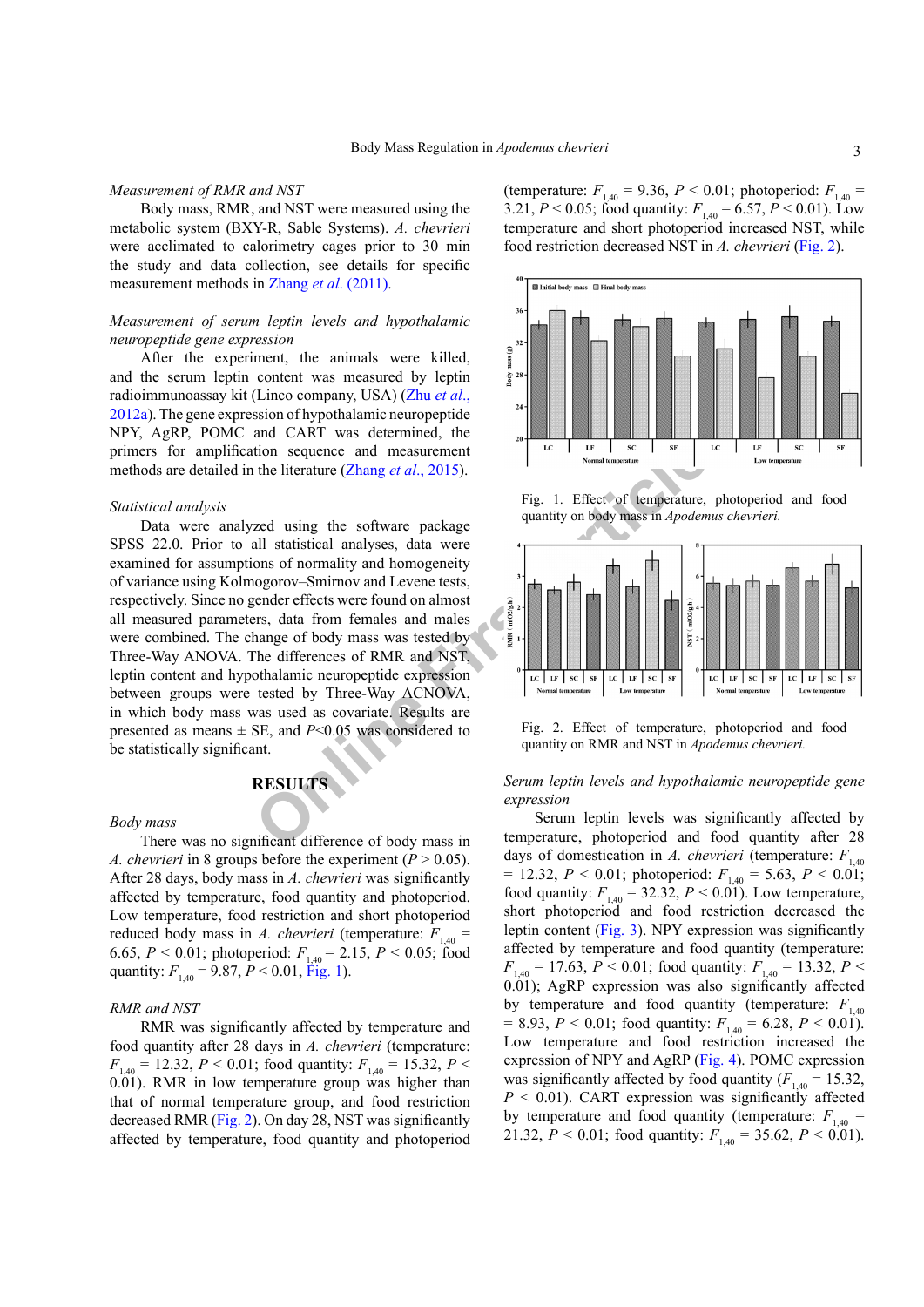*Measurement of RMR and NST*

Body mass, RMR, and NST were measured using the metabolic system (BXY-R, Sable Systems). *A. chevrieri* were acclimated to calorimetry cages prior to 30 min the study and data collection, see details for specific measurement methods in Zhang *et al*. (2011).

*Measurement of serum leptin levels and hypothalamic neuropeptide gene expression*

After the experiment, the animals were killed, and the serum leptin content was measured by leptin radioimmunoassay kit (Linco company, USA) (Zhu *et al*., 2012a). The gene expression of hypothalamic neuropeptide NPY, AgRP, POMC and CART was determined, the primers for amplification sequence and measurement methods are detailed in the literature (Zhang *et al*., 2015).

*Statistical analysis*

Data were analyzed using the software package SPSS 22.0. Prior to all statistical analyses, data were examined for assumptions of normality and homogeneity of variance using Kolmogorov–Smirnov and Levene tests, respectively. Since no gender effects were found on almost all measured parameters, data from females and males were combined. The change of body mass was tested by Three-Way ANOVA. The differences of RMR and NST, leptin content and hypothalamic neuropeptide expression between groups were tested by Three-Way ACNOVA, in which body mass was used as covariate. Results are presented as means ± SE, and $P$<0.05 was considered to be statistically significant.

## RESULTS

*Body mass*

There was no significant difference of body mass in *A. chevrieri* in 8 groups before the experiment ($P > 0.05$). After 28 days, body mass in *A. chevrieri* was significantly affected by temperature, food quantity and photoperiod. Low temperature, food restriction and short photoperiod reduced body mass in *A. chevrieri* (temperature: $F_{1,40}$ = 6.65, $P < 0.01$; photoperiod: $F_{1,40}$ = 2.15, $P < 0.05$; food quantity: $F_{1,40}$ = 9.87, $P < 0.01$, Fig. 1).

*RMR and NST*

RMR was significantly affected by temperature and food quantity after 28 days in *A. chevrieri* (temperature: $F_{1,40}$ = 12.32, $P < 0.01$; food quantity: $F_{1,40}$ = 15.32, $P < 0.01$). RMR in low temperature group was higher than that of normal temperature group, and food restriction decreased RMR (Fig. 2). On day 28, NST was significantly affected by temperature, food quantity and photoperiod (temperature: $F_{1,40}$ = 9.36, $P < 0.01$; photoperiod: $F_{1,40}$ = 3.21, $P < 0.05$; food quantity: $F_{1,40}$ = 6.57, $P < 0.01$). Low temperature and short photoperiod increased NST, while food restriction decreased NST in *A. chevrieri* (Fig. 2).

Fig. 1. Effect of temperature, photoperiod and food quantity on body mass in *Apodemus chevrieri.*

Fig. 2. Effect of temperature, photoperiod and food quantity on RMR and NST in *Apodemus chevrieri.*

*Serum leptin levels and hypothalamic neuropeptide gene expression*

Serum leptin levels was significantly affected by temperature, photoperiod and food quantity after 28 days of domestication in *A. chevrieri* (temperature: $F_{1,40}$ = 12.32, $P < 0.01$; photoperiod: $F_{1,40}$ = 5.63, $P < 0.01$; food quantity: $F_{1,40}$ = 32.32, $P < 0.01$). Low temperature, short photoperiod and food restriction decreased the leptin content (Fig. 3). NPY expression was significantly affected by temperature and food quantity (temperature: $F_{1,40}$ = 17.63, $P < 0.01$; food quantity: $F_{1,40}$ = 13.32, $P < 0.01$); AgRP expression was also significantly affected by temperature and food quantity (temperature: $F_{1,40}$ = 8.93, $P < 0.01$; food quantity: $F_{1,40}$ = 6.28, $P < 0.01$). Low temperature and food restriction increased the expression of NPY and AgRP (Fig. 4). POMC expression was significantly affected by food quantity ($F_{1,40}$ = 15.32, $P < 0.01$). CART expression was significantly affected by temperature and food quantity (temperature: $F_{1,40}$ = 21.32, $P < 0.01$; food quantity: $F_{1,40}$ = 35.62, $P < 0.01$).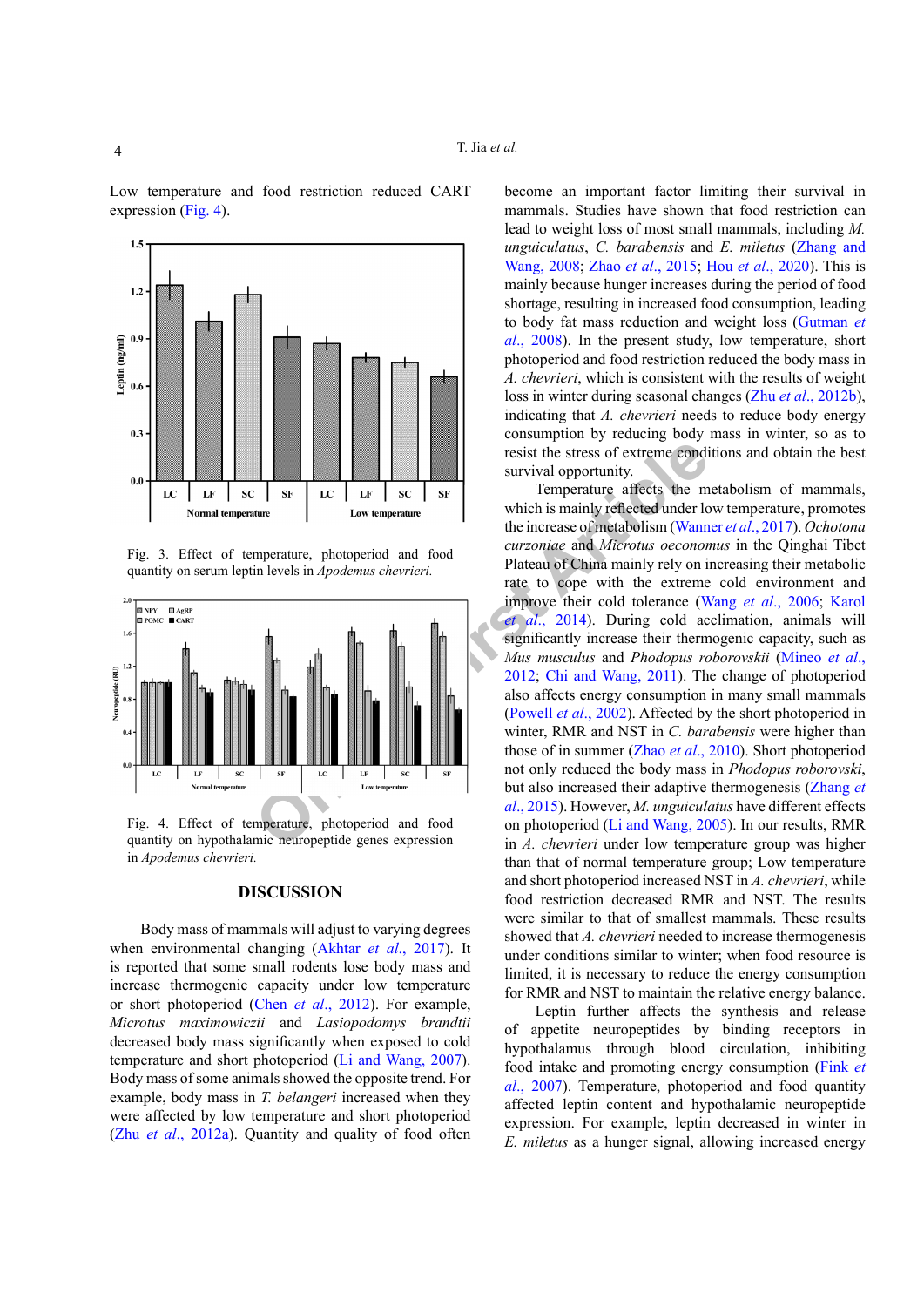Low temperature and food restriction reduced CART expression (Fig. 4).

Fig. 3. Effect of temperature, photoperiod and food quantity on serum leptin levels in *Apodemus chevrieri.*

Fig. 4. Effect of temperature, photoperiod and food quantity on hypothalamic neuropeptide genes expression in *Apodemus chevrieri.*

## DISCUSSION

Body mass of mammals will adjust to varying degrees when environmental changing (Akhtar *et al*., 2017). It is reported that some small rodents lose body mass and increase thermogenic capacity under low temperature or short photoperiod (Chen *et al*., 2012). For example, *Microtus maximowiczii* and *Lasiopodomys brandtii* decreased body mass significantly when exposed to cold temperature and short photoperiod (Li and Wang, 2007). Body mass of some animals showed the opposite trend. For example, body mass in *T. belangeri* increased when they were affected by low temperature and short photoperiod (Zhu *et al*., 2012a). Quantity and quality of food often become an important factor limiting their survival in mammals. Studies have shown that food restriction can lead to weight loss of most small mammals, including *M. unguiculatus*, *C. barabensis* and *E. miletus* (Zhang and Wang, 2008; Zhao *et al*., 2015; Hou *et al*., 2020). This is mainly because hunger increases during the period of food shortage, resulting in increased food consumption, leading to body fat mass reduction and weight loss (Gutman *et al*., 2008). In the present study, low temperature, short photoperiod and food restriction reduced the body mass in *A. chevrieri*, which is consistent with the results of weight loss in winter during seasonal changes (Zhu *et al*., 2012b), indicating that *A. chevrieri* needs to reduce body energy consumption by reducing body mass in winter, so as to resist the stress of extreme conditions and obtain the best survival opportunity.

Temperature affects the metabolism of mammals, which is mainly reflected under low temperature, promotes the increase of metabolism (Wanner *et al*., 2017). *Ochotona curzoniae* and *Microtus oeconomus* in the Qinghai Tibet Plateau of China mainly rely on increasing their metabolic rate to cope with the extreme cold environment and improve their cold tolerance (Wang *et al*., 2006; Karol *et al*., 2014). During cold acclimation, animals will significantly increase their thermogenic capacity, such as *Mus musculus* and *Phodopus roborovskii* (Mineo *et al*., 2012; Chi and Wang, 2011). The change of photoperiod also affects energy consumption in many small mammals (Powell *et al*., 2002). Affected by the short photoperiod in winter, RMR and NST in *C. barabensis* were higher than those of in summer (Zhao *et al*., 2010). Short photoperiod not only reduced the body mass in *Phodopus roborovski*, but also increased their adaptive thermogenesis (Zhang *et al*., 2015). However, *M. unguiculatus* have different effects on photoperiod (Li and Wang, 2005). In our results, RMR in *A. chevrieri* under low temperature group was higher than that of normal temperature group; Low temperature and short photoperiod increased NST in *A. chevrieri*, while food restriction decreased RMR and NST. The results were similar to that of smallest mammals. These results showed that *A. chevrieri* needed to increase thermogenesis under conditions similar to winter; when food resource is limited, it is necessary to reduce the energy consumption for RMR and NST to maintain the relative energy balance.

Leptin further affects the synthesis and release of appetite neuropeptides by binding receptors in hypothalamus through blood circulation, inhibiting food intake and promoting energy consumption (Fink *et al*., 2007). Temperature, photoperiod and food quantity affected leptin content and hypothalamic neuropeptide expression. For example, leptin decreased in winter in *E. miletus* as a hunger signal, allowing increased energy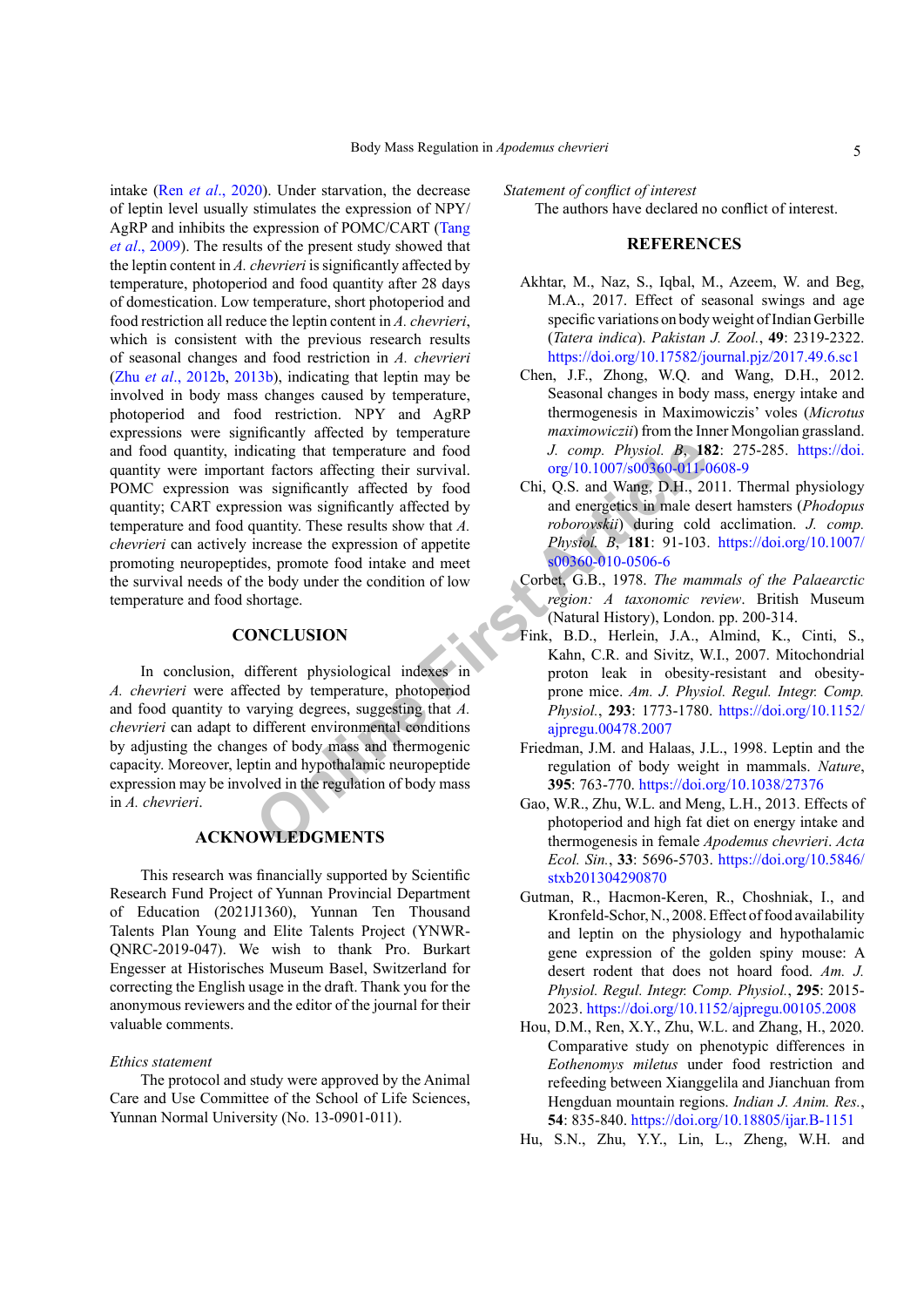intake (Ren *et al*., 2020). Under starvation, the decrease of leptin level usually stimulates the expression of NPY/AgRP and inhibits the expression of POMC/CART (Tang *et al*., 2009). The results of the present study showed that the leptin content in *A. chevrieri* is significantly affected by temperature, photoperiod and food quantity after 28 days of domestication. Low temperature, short photoperiod and food restriction all reduce the leptin content in *A. chevrieri*, which is consistent with the previous research results of seasonal changes and food restriction in *A. chevrieri* (Zhu *et al*., 2012b, 2013b), indicating that leptin may be involved in body mass changes caused by temperature, photoperiod and food restriction. NPY and AgRP expressions were significantly affected by temperature and food quantity, indicating that temperature and food quantity were important factors affecting their survival. POMC expression was significantly affected by food quantity; CART expression was significantly affected by temperature and food quantity. These results show that *A. chevrieri* can actively increase the expression of appetite promoting neuropeptides, promote food intake and meet the survival needs of the body under the condition of low temperature and food shortage.

## CONCLUSION

In conclusion, different physiological indexes in *A. chevrieri* were affected by temperature, photoperiod and food quantity to varying degrees, suggesting that *A. chevrieri* can adapt to different environmental conditions by adjusting the changes of body mass and thermogenic capacity. Moreover, leptin and hypothalamic neuropeptide expression may be involved in the regulation of body mass in *A. chevrieri*.

## ACKNOWLEDGMENTS

This research was financially supported by Scientific Research Fund Project of Yunnan Provincial Department of Education (2021J1360), Yunnan Ten Thousand Talents Plan Young and Elite Talents Project (YNWR-QNRC-2019-047). We wish to thank Pro. Burkart Engesser at Historisches Museum Basel, Switzerland for correcting the English usage in the draft. Thank you for the anonymous reviewers and the editor of the journal for their valuable comments.

*Ethics statement*

The protocol and study were approved by the Animal Care and Use Committee of the School of Life Sciences, Yunnan Normal University (No. 13-0901-011).

*Statement of conflict of interest*

The authors have declared no conflict of interest.

## REFERENCES

Akhtar, M., Naz, S., Iqbal, M., Azeem, W. and Beg, M.A., 2017. Effect of seasonal swings and age specific variations on body weight of Indian Gerbille (*Tatera indica*). *Pakistan J. Zool.*, **49**: 2319-2322. https://doi.org/10.17582/journal.pjz/2017.49.6.sc1

Chen, J.F., Zhong, W.Q. and Wang, D.H., 2012. Seasonal changes in body mass, energy intake and thermogenesis in Maximowiczis' voles (*Microtus maximowiczii*) from the Inner Mongolian grassland. *J. comp. Physiol. B*, **182**: 275-285. https://doi.org/10.1007/s00360-011-0608-9

Chi, Q.S. and Wang, D.H., 2011. Thermal physiology and energetics in male desert hamsters (*Phodopus roborovskii*) during cold acclimation. *J. comp. Physiol. B*, **181**: 91-103. https://doi.org/10.1007/s00360-010-0506-6

Corbet, G.B., 1978. *The mammals of the Palaearctic region: A taxonomic review*. British Museum (Natural History), London. pp. 200-314.

Fink, B.D., Herlein, J.A., Almind, K., Cinti, S., Kahn, C.R. and Sivitz, W.I., 2007. Mitochondrial proton leak in obesity-resistant and obesity-prone mice. *Am. J. Physiol. Regul. Integr. Comp. Physiol.*, **293**: 1773-1780. https://doi.org/10.1152/ajpregu.00478.2007

Friedman, J.M. and Halaas, J.L., 1998. Leptin and the regulation of body weight in mammals. *Nature*, **395**: 763-770. https://doi.org/10.1038/27376

Gao, W.R., Zhu, W.L. and Meng, L.H., 2013. Effects of photoperiod and high fat diet on energy intake and thermogenesis in female *Apodemus chevrieri*. *Acta Ecol. Sin.*, **33**: 5696-5703. https://doi.org/10.5846/stxb201304290870

Gutman, R., Hacmon-Keren, R., Choshniak, I., and Kronfeld-Schor, N., 2008. Effect of food availability and leptin on the physiology and hypothalamic gene expression of the golden spiny mouse: A desert rodent that does not hoard food. *Am. J. Physiol. Regul. Integr. Comp. Physiol.*, **295**: 2015-2023. https://doi.org/10.1152/ajpregu.00105.2008

Hou, D.M., Ren, X.Y., Zhu, W.L. and Zhang, H., 2020. Comparative study on phenotypic differences in *Eothenomys miletus* under food restriction and refeeding between Xianggelila and Jianchuan from Hengduan mountain regions. *Indian J. Anim. Res.*, **54**: 835-840. https://doi.org/10.18805/ijar.B-1151

Hu, S.N., Zhu, Y.Y., Lin, L., Zheng, W.H. and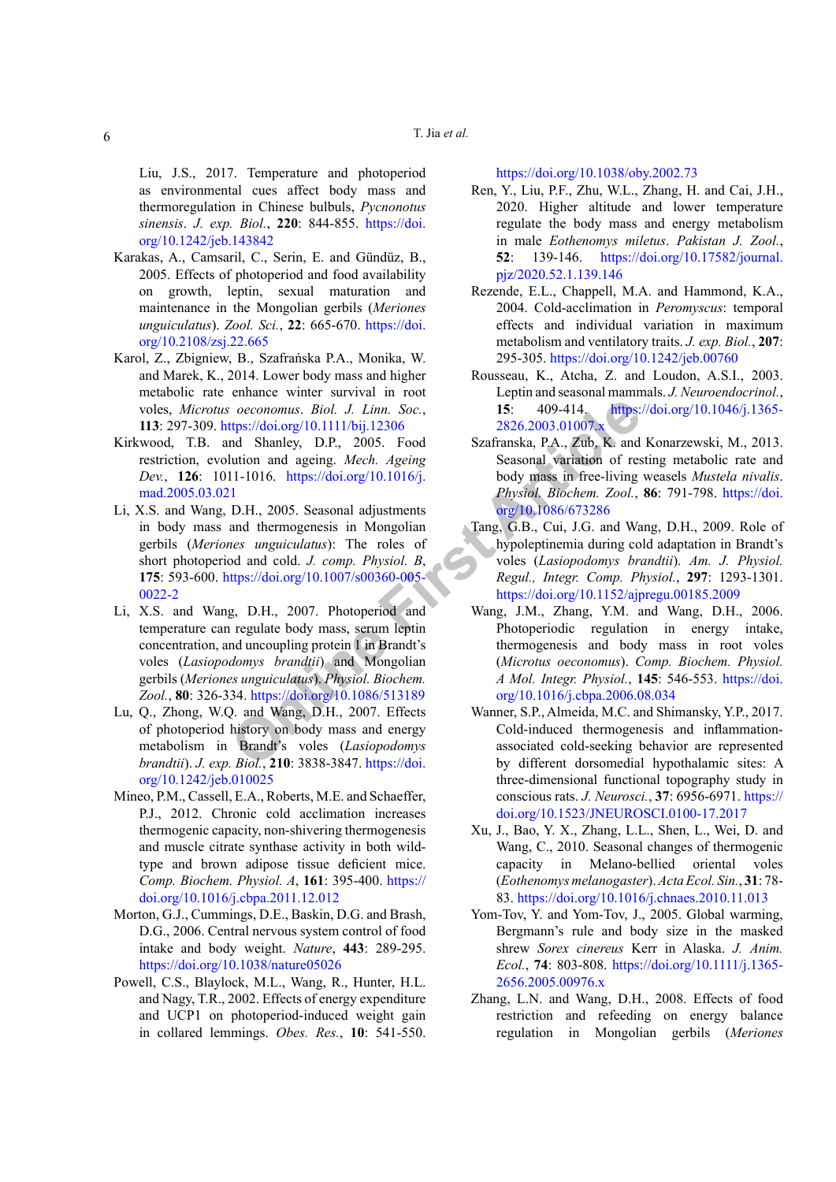Liu, J.S., 2017. Temperature and photoperiod as environmental cues affect body mass and thermoregulation in Chinese bulbuls, *Pycnonotus sinensis*. *J. exp. Biol.*, **220**: 844-855. https://doi.org/10.1242/jeb.143842

Karakas, A., Camsaril, C., Serin, E. and Gündüz, B., 2005. Effects of photoperiod and food availability on growth, leptin, sexual maturation and maintenance in the Mongolian gerbils (*Meriones unguiculatus*). *Zool. Sci.*, **22**: 665-670. https://doi.org/10.2108/zsj.22.665

Karol, Z., Zbigniew, B., Szafrańska P.A., Monika, W. and Marek, K., 2014. Lower body mass and higher metabolic rate enhance winter survival in root voles, *Microtus oeconomus*. *Biol. J. Linn. Soc.*, **113**: 297-309. https://doi.org/10.1111/bij.12306

Kirkwood, T.B. and Shanley, D.P., 2005. Food restriction, evolution and ageing. *Mech. Ageing Dev.*, **126**: 1011-1016. https://doi.org/10.1016/j.mad.2005.03.021

Li, X.S. and Wang, D.H., 2005. Seasonal adjustments in body mass and thermogenesis in Mongolian gerbils (*Meriones unguiculatus*): The roles of short photoperiod and cold. *J. comp. Physiol. B*, **175**: 593-600. https://doi.org/10.1007/s00360-005-0022-2

Li, X.S. and Wang, D.H., 2007. Photoperiod and temperature can regulate body mass, serum leptin concentration, and uncoupling protein 1 in Brandt's voles (*Lasiopodomys brandtii*) and Mongolian gerbils (*Meriones unguiculatus*). *Physiol. Biochem. Zool.*, **80**: 326-334. https://doi.org/10.1086/513189

Lu, Q., Zhong, W.Q. and Wang, D.H., 2007. Effects of photoperiod history on body mass and energy metabolism in Brandt's voles (*Lasiopodomys brandtii*). *J. exp. Biol.*, **210**: 3838-3847. https://doi.org/10.1242/jeb.010025

Mineo, P.M., Cassell, E.A., Roberts, M.E. and Schaeffer, P.J., 2012. Chronic cold acclimation increases thermogenic capacity, non-shivering thermogenesis and muscle citrate synthase activity in both wild-type and brown adipose tissue deficient mice. *Comp. Biochem. Physiol. A*, **161**: 395-400. https://doi.org/10.1016/j.cbpa.2011.12.012

Morton, G.J., Cummings, D.E., Baskin, D.G. and Brash, D.G., 2006. Central nervous system control of food intake and body weight. *Nature*, **443**: 289-295. https://doi.org/10.1038/nature05026

Powell, C.S., Blaylock, M.L., Wang, R., Hunter, H.L. and Nagy, T.R., 2002. Effects of energy expenditure and UCP1 on photoperiod-induced weight gain in collared lemmings. *Obes. Res.*, **10**: 541-550. https://doi.org/10.1038/oby.2002.73

Ren, Y., Liu, P.F., Zhu, W.L., Zhang, H. and Cai, J.H., 2020. Higher altitude and lower temperature regulate the body mass and energy metabolism in male *Eothenomys miletus*. *Pakistan J. Zool.*, **52**: 139-146. https://doi.org/10.17582/journal.pjz/2020.52.1.139.146

Rezende, E.L., Chappell, M.A. and Hammond, K.A., 2004. Cold-acclimation in *Peromyscus*: temporal effects and individual variation in maximum metabolism and ventilatory traits. *J. exp. Biol.*, **207**: 295-305. https://doi.org/10.1242/jeb.00760

Rousseau, K., Atcha, Z. and Loudon, A.S.I., 2003. Leptin and seasonal mammals. *J. Neuroendocrinol.*, **15**: 409-414. https://doi.org/10.1046/j.1365-2826.2003.01007.x

Szafranska, P.A., Zub, K. and Konarzewski, M., 2013. Seasonal variation of resting metabolic rate and body mass in free-living weasels *Mustela nivalis*. *Physiol. Biochem. Zool.*, **86**: 791-798. https://doi.org/10.1086/673286

Tang, G.B., Cui, J.G. and Wang, D.H., 2009. Role of hypoleptinemia during cold adaptation in Brandt's voles (*Lasiopodomys brandtii*). *Am. J. Physiol. Regul., Integr. Comp. Physiol.*, **297**: 1293-1301. https://doi.org/10.1152/ajpregu.00185.2009

Wang, J.M., Zhang, Y.M. and Wang, D.H., 2006. Photoperiodic regulation in energy intake, thermogenesis and body mass in root voles (*Microtus oeconomus*). *Comp. Biochem. Physiol. A Mol. Integr. Physiol.*, **145**: 546-553. https://doi.org/10.1016/j.cbpa.2006.08.034

Wanner, S.P., Almeida, M.C. and Shimansky, Y.P., 2017. Cold-induced thermogenesis and inflammation-associated cold-seeking behavior are represented by different dorsomedial hypothalamic sites: A three-dimensional functional topography study in conscious rats. *J. Neurosci.*, **37**: 6956-6971. https://doi.org/10.1523/JNEUROSCI.0100-17.2017

Xu, J., Bao, Y. X., Zhang, L.L., Shen, L., Wei, D. and Wang, C., 2010. Seasonal changes of thermogenic capacity in Melano-bellied oriental voles (*Eothenomys melanogaster*). *Acta Ecol. Sin.*, **31**: 78-83. https://doi.org/10.1016/j.chnaes.2010.11.013

Yom-Tov, Y. and Yom-Tov, J., 2005. Global warming, Bergmann's rule and body size in the masked shrew *Sorex cinereus* Kerr in Alaska. *J. Anim. Ecol.*, **74**: 803-808. https://doi.org/10.1111/j.1365-2656.2005.00976.x

Zhang, L.N. and Wang, D.H., 2008. Effects of food restriction and refeeding on energy balance regulation in Mongolian gerbils (*Meriones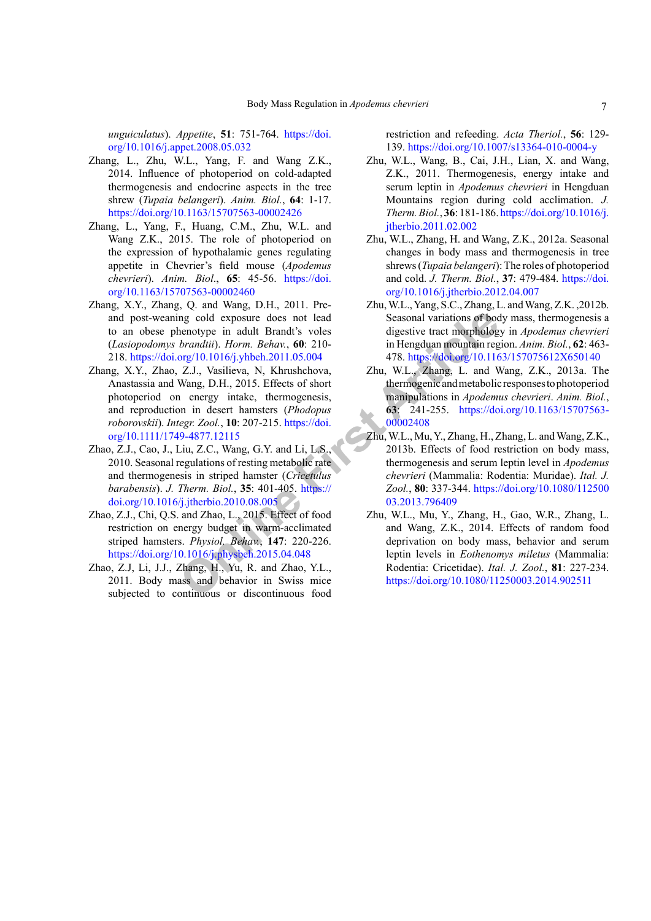*unguiculatus*). *Appetite*, **51**: 751-764. https://doi.org/10.1016/j.appet.2008.05.032

Zhang, L., Zhu, W.L., Yang, F. and Wang Z.K., 2014. Influence of photoperiod on cold-adapted thermogenesis and endocrine aspects in the tree shrew (*Tupaia belangeri*). *Anim. Biol.*, **64**: 1-17. https://doi.org/10.1163/15707563-00002426

Zhang, L., Yang, F., Huang, C.M., Zhu, W.L. and Wang Z.K., 2015. The role of photoperiod on the expression of hypothalamic genes regulating appetite in Chevrier's field mouse (*Apodemus chevrieri*). *Anim. Biol.*, **65**: 45-56. https://doi.org/10.1163/15707563-00002460

Zhang, X.Y., Zhang, Q. and Wang, D.H., 2011. Pre- and post-weaning cold exposure does not lead to an obese phenotype in adult Brandt's voles (*Lasiopodomys brandtii*). *Horm. Behav.*, **60**: 210-218. https://doi.org/10.1016/j.yhbeh.2011.05.004

Zhang, X.Y., Zhao, Z.J., Vasilieva, N, Khrushchova, Anastassia and Wang, D.H., 2015. Effects of short photoperiod on energy intake, thermogenesis, and reproduction in desert hamsters (*Phodopus roborovskii*). *Integr. Zool.*, **10**: 207-215. https://doi.org/10.1111/1749-4877.12115

Zhao, Z.J., Cao, J., Liu, Z.C., Wang, G.Y. and Li, L.S., 2010. Seasonal regulations of resting metabolic rate and thermogenesis in striped hamster (*Cricetulus barabensis*). *J. Therm. Biol.*, **35**: 401-405. https://doi.org/10.1016/j.jtherbio.2010.08.005

Zhao, Z.J., Chi, Q.S. and Zhao, L., 2015. Effect of food restriction on energy budget in warm-acclimated striped hamsters. *Physiol. Behav.*, **147**: 220-226. https://doi.org/10.1016/j.physbeh.2015.04.048

Zhao, Z.J, Li, J.J., Zhang, H., Yu, R. and Zhao, Y.L., 2011. Body mass and behavior in Swiss mice subjected to continuous or discontinuous food restriction and refeeding. *Acta Theriol.*, **56**: 129-139. https://doi.org/10.1007/s13364-010-0004-y

Zhu, W.L., Wang, B., Cai, J.H., Lian, X. and Wang, Z.K., 2011. Thermogenesis, energy intake and serum leptin in *Apodemus chevrieri* in Hengduan Mountains region during cold acclimation. *J. Therm. Biol.*, **36**: 181-186. https://doi.org/10.1016/j.jtherbio.2011.02.002

Zhu, W.L., Zhang, H. and Wang, Z.K., 2012a. Seasonal changes in body mass and thermogenesis in tree shrews (*Tupaia belangeri*): The roles of photoperiod and cold. *J. Therm. Biol.*, **37**: 479-484. https://doi.org/10.1016/j.jtherbio.2012.04.007

Zhu, W.L., Yang, S.C., Zhang, L. and Wang, Z.K. ,2012b. Seasonal variations of body mass, thermogenesis a digestive tract morphology in *Apodemus chevrieri* in Hengduan mountain region. *Anim. Biol.*, **62**: 463-478. https://doi.org/10.1163/157075612X650140

Zhu, W.L., Zhang, L. and Wang, Z.K., 2013a. The thermogenic and metabolic responses to photoperiod manipulations in *Apodemus chevrieri*. *Anim. Biol.*, **63**: 241-255. https://doi.org/10.1163/15707563-00002408

Zhu, W.L., Mu, Y., Zhang, H., Zhang, L. and Wang, Z.K., 2013b. Effects of food restriction on body mass, thermogenesis and serum leptin level in *Apodemus chevrieri* (Mammalia: Rodentia: Muridae). *Ital. J. Zool.*, **80**: 337-344. https://doi.org/10.1080/11250003.2013.796409

Zhu, W.L., Mu, Y., Zhang, H., Gao, W.R., Zhang, L. and Wang, Z.K., 2014. Effects of random food deprivation on body mass, behavior and serum leptin levels in *Eothenomys miletus* (Mammalia: Rodentia: Cricetidae). *Ital. J. Zool.*, **81**: 227-234. https://doi.org/10.1080/11250003.2014.902511